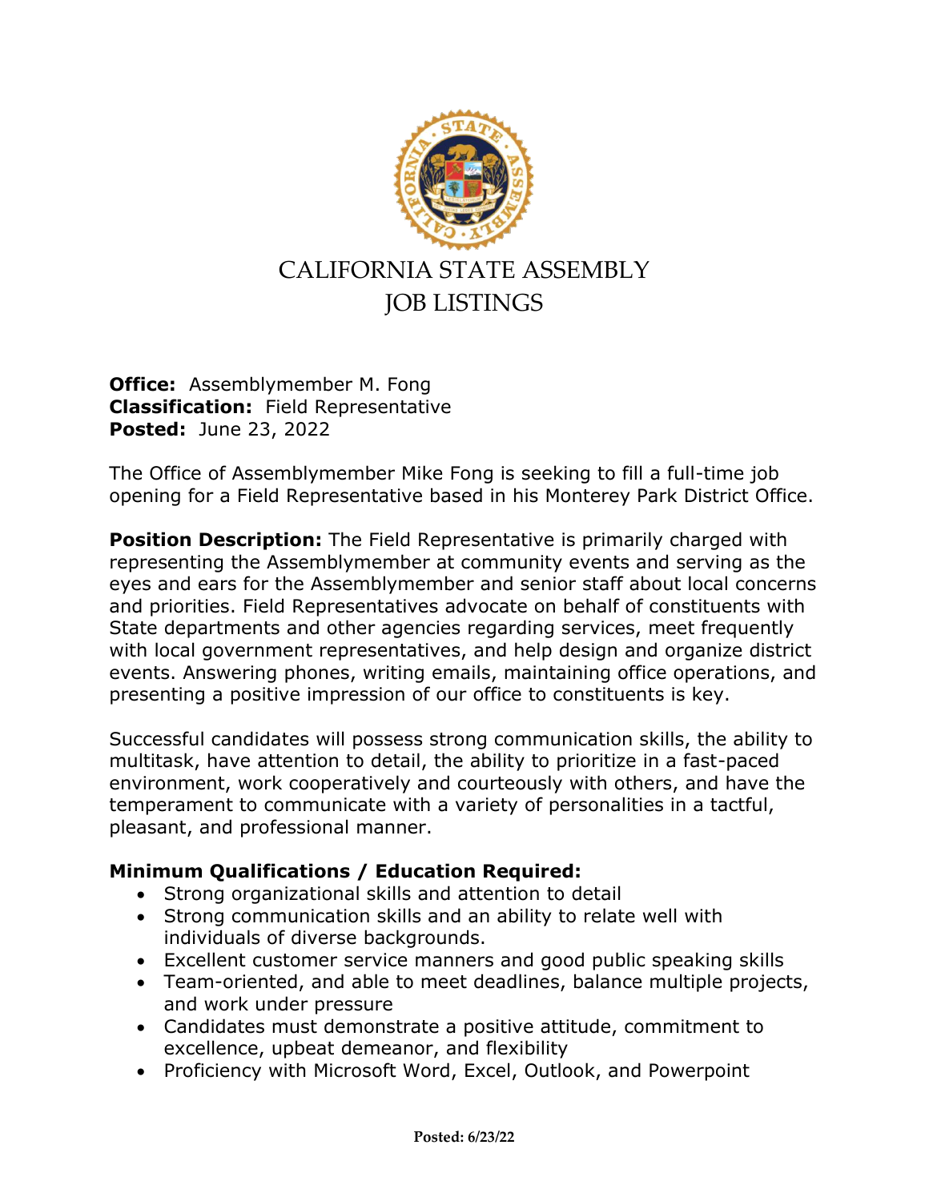# CALIFORNIA STATE ASSEMBLY
# JOB LISTINGS

**Office:** Assemblymember M. Fong
**Classification:** Field Representative
**Posted:** June 23, 2022

The Office of Assemblymember Mike Fong is seeking to fill a full-time job opening for a Field Representative based in his Monterey Park District Office.

**Position Description:** The Field Representative is primarily charged with representing the Assemblymember at community events and serving as the eyes and ears for the Assemblymember and senior staff about local concerns and priorities. Field Representatives advocate on behalf of constituents with State departments and other agencies regarding services, meet frequently with local government representatives, and help design and organize district events. Answering phones, writing emails, maintaining office operations, and presenting a positive impression of our office to constituents is key.

Successful candidates will possess strong communication skills, the ability to multitask, have attention to detail, the ability to prioritize in a fast-paced environment, work cooperatively and courteously with others, and have the temperament to communicate with a variety of personalities in a tactful, pleasant, and professional manner.

**Minimum Qualifications / Education Required:**

- Strong organizational skills and attention to detail
- Strong communication skills and an ability to relate well with individuals of diverse backgrounds.
- Excellent customer service manners and good public speaking skills
- Team-oriented, and able to meet deadlines, balance multiple projects, and work under pressure
- Candidates must demonstrate a positive attitude, commitment to excellence, upbeat demeanor, and flexibility
- Proficiency with Microsoft Word, Excel, Outlook, and Powerpoint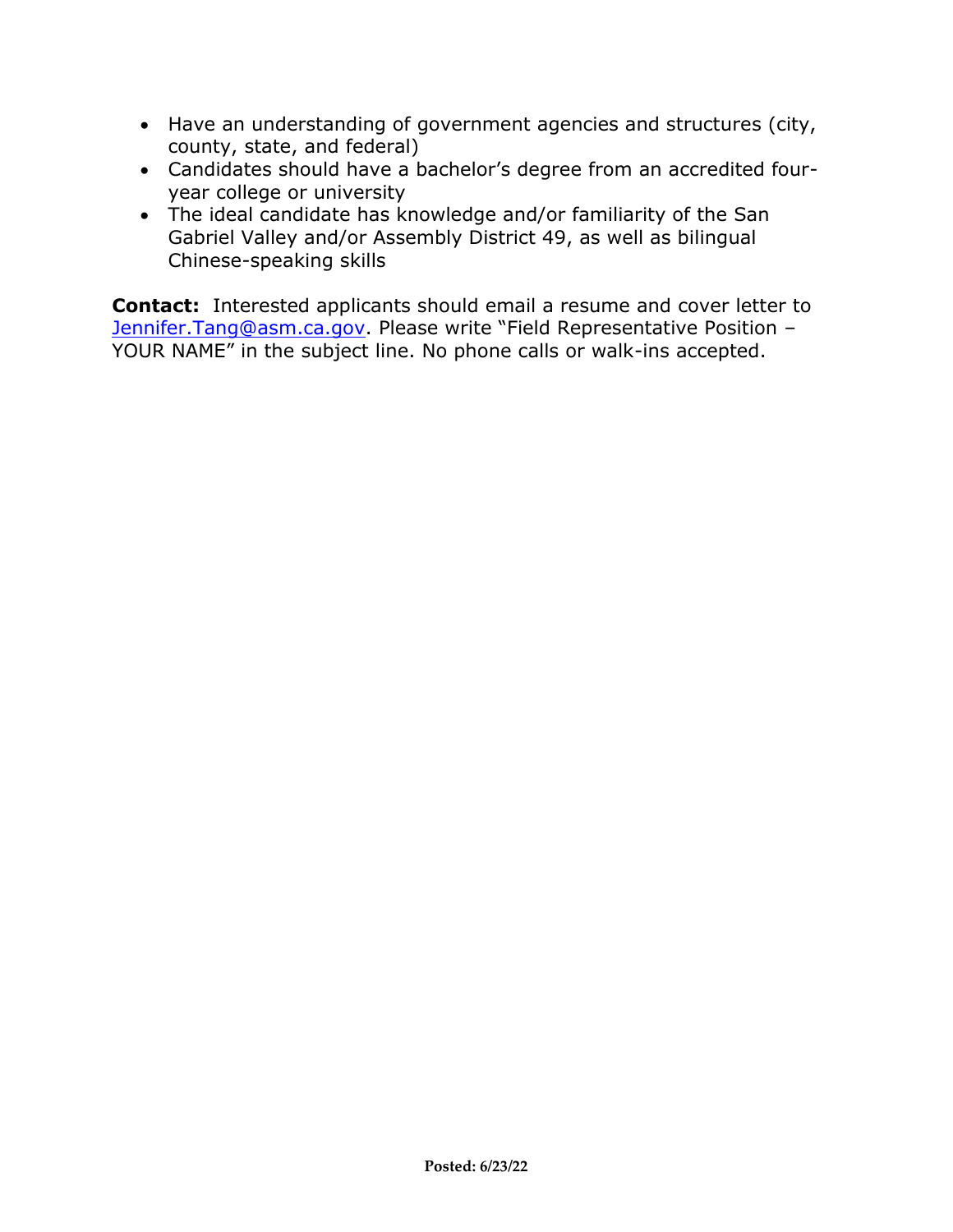- Have an understanding of government agencies and structures (city, county, state, and federal)
- Candidates should have a bachelor's degree from an accredited four-year college or university
- The ideal candidate has knowledge and/or familiarity of the San Gabriel Valley and/or Assembly District 49, as well as bilingual Chinese-speaking skills

**Contact:** Interested applicants should email a resume and cover letter to Jennifer.Tang@asm.ca.gov. Please write "Field Representative Position – YOUR NAME" in the subject line. No phone calls or walk-ins accepted.

**Posted: 6/23/22**